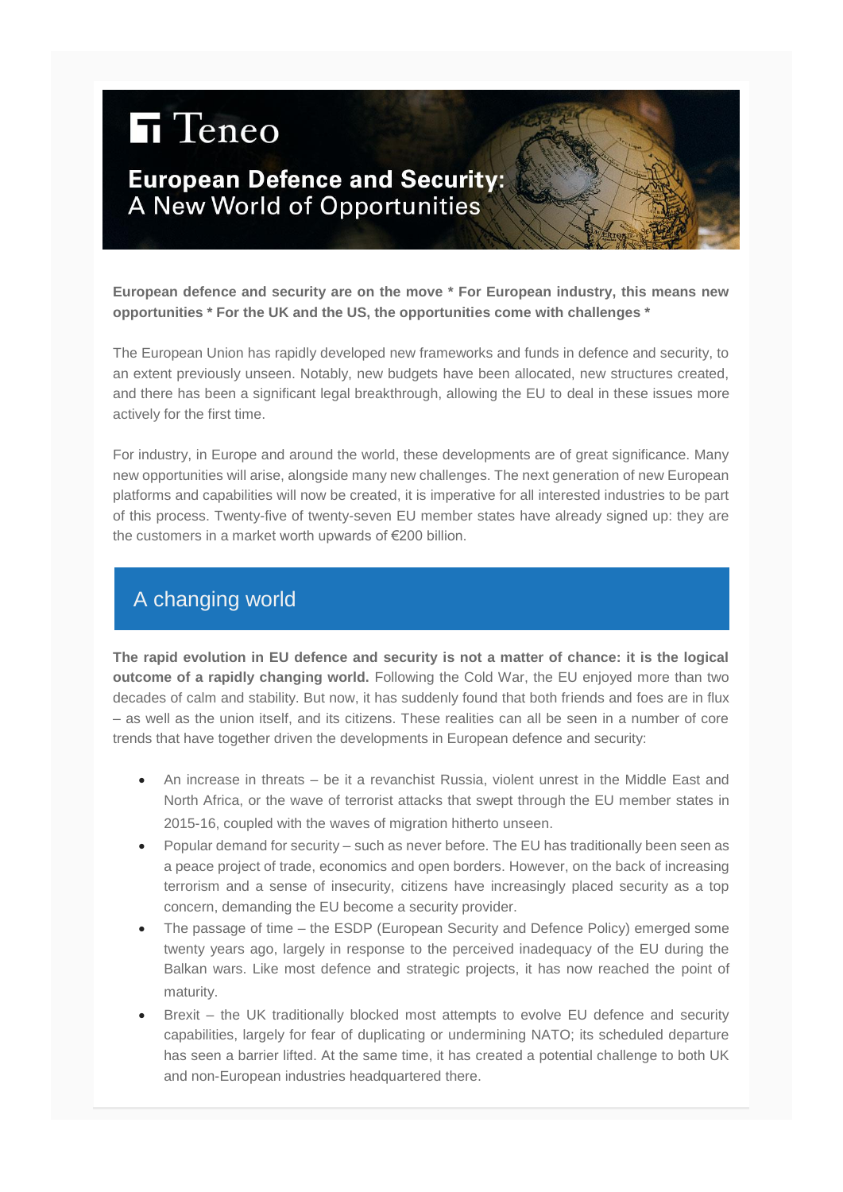Teneo

# European Defence and Security: A New World of Opportunities

**European defence and security are on the move * For European industry, this means new opportunities * For the UK and the US, the opportunities come with challenges ***

The European Union has rapidly developed new frameworks and funds in defence and security, to an extent previously unseen. Notably, new budgets have been allocated, new structures created, and there has been a significant legal breakthrough, allowing the EU to deal in these issues more actively for the first time.

For industry, in Europe and around the world, these developments are of great significance. Many new opportunities will arise, alongside many new challenges. The next generation of new European platforms and capabilities will now be created, it is imperative for all interested industries to be part of this process. Twenty-five of twenty-seven EU member states have already signed up: they are the customers in a market worth upwards of €200 billion.

## A changing world

**The rapid evolution in EU defence and security is not a matter of chance: it is the logical outcome of a rapidly changing world.** Following the Cold War, the EU enjoyed more than two decades of calm and stability. But now, it has suddenly found that both friends and foes are in flux – as well as the union itself, and its citizens. These realities can all be seen in a number of core trends that have together driven the developments in European defence and security:

- An increase in threats – be it a revanchist Russia, violent unrest in the Middle East and North Africa, or the wave of terrorist attacks that swept through the EU member states in 2015-16, coupled with the waves of migration hitherto unseen.
- Popular demand for security – such as never before. The EU has traditionally been seen as a peace project of trade, economics and open borders. However, on the back of increasing terrorism and a sense of insecurity, citizens have increasingly placed security as a top concern, demanding the EU become a security provider.
- The passage of time – the ESDP (European Security and Defence Policy) emerged some twenty years ago, largely in response to the perceived inadequacy of the EU during the Balkan wars. Like most defence and strategic projects, it has now reached the point of maturity.
- Brexit – the UK traditionally blocked most attempts to evolve EU defence and security capabilities, largely for fear of duplicating or undermining NATO; its scheduled departure has seen a barrier lifted. At the same time, it has created a potential challenge to both UK and non-European industries headquartered there.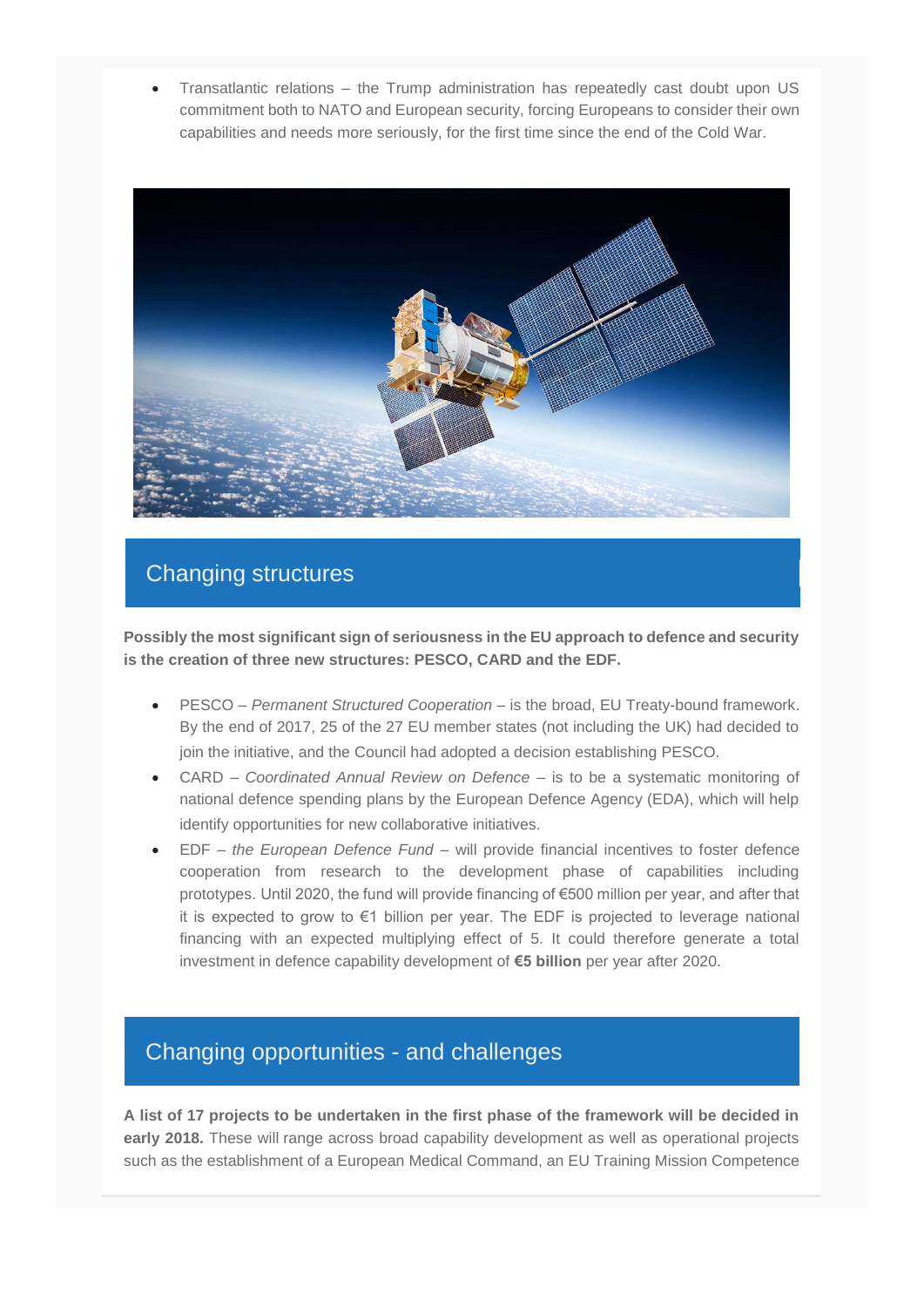- Transatlantic relations – the Trump administration has repeatedly cast doubt upon US commitment both to NATO and European security, forcing Europeans to consider their own capabilities and needs more seriously, for the first time since the end of the Cold War.

## Changing structures

**Possibly the most significant sign of seriousness in the EU approach to defence and security is the creation of three new structures: PESCO, CARD and the EDF.**

- PESCO – *Permanent Structured Cooperation* – is the broad, EU Treaty-bound framework. By the end of 2017, 25 of the 27 EU member states (not including the UK) had decided to join the initiative, and the Council had adopted a decision establishing PESCO.
- CARD – *Coordinated Annual Review on Defence* – is to be a systematic monitoring of national defence spending plans by the European Defence Agency (EDA), which will help identify opportunities for new collaborative initiatives.
- EDF – *the European Defence Fund* – will provide financial incentives to foster defence cooperation from research to the development phase of capabilities including prototypes. Until 2020, the fund will provide financing of €500 million per year, and after that it is expected to grow to €1 billion per year. The EDF is projected to leverage national financing with an expected multiplying effect of 5. It could therefore generate a total investment in defence capability development of **€5 billion** per year after 2020.

## Changing opportunities - and challenges

**A list of 17 projects to be undertaken in the first phase of the framework will be decided in early 2018.** These will range across broad capability development as well as operational projects such as the establishment of a European Medical Command, an EU Training Mission Competence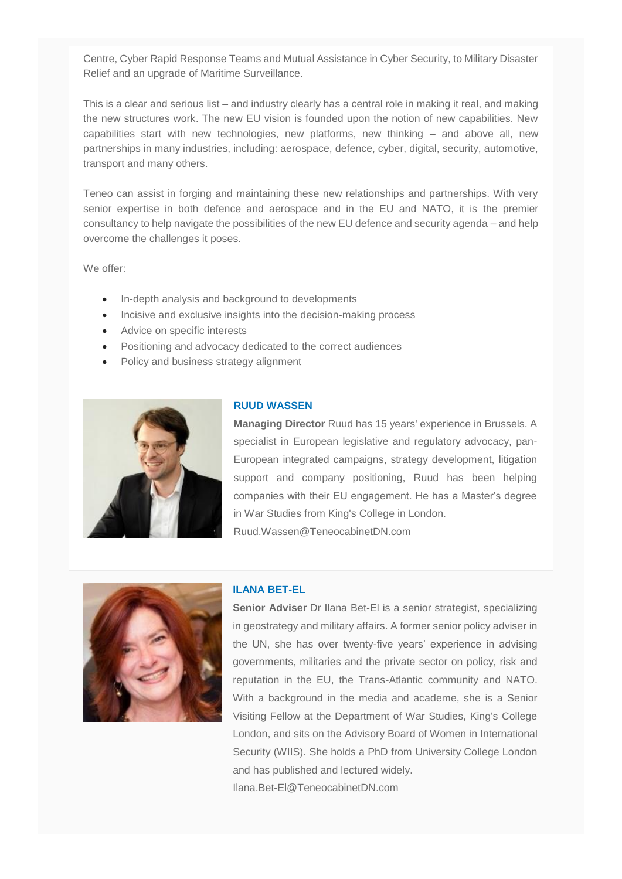Centre, Cyber Rapid Response Teams and Mutual Assistance in Cyber Security, to Military Disaster Relief and an upgrade of Maritime Surveillance.

This is a clear and serious list – and industry clearly has a central role in making it real, and making the new structures work. The new EU vision is founded upon the notion of new capabilities. New capabilities start with new technologies, new platforms, new thinking – and above all, new partnerships in many industries, including: aerospace, defence, cyber, digital, security, automotive, transport and many others.

Teneo can assist in forging and maintaining these new relationships and partnerships. With very senior expertise in both defence and aerospace and in the EU and NATO, it is the premier consultancy to help navigate the possibilities of the new EU defence and security agenda – and help overcome the challenges it poses.

We offer:

- In-depth analysis and background to developments
- Incisive and exclusive insights into the decision-making process
- Advice on specific interests
- Positioning and advocacy dedicated to the correct audiences
- Policy and business strategy alignment

### RUUD WASSEN

**Managing Director** Ruud has 15 years' experience in Brussels. A specialist in European legislative and regulatory advocacy, pan-European integrated campaigns, strategy development, litigation support and company positioning, Ruud has been helping companies with their EU engagement. He has a Master's degree in War Studies from King's College in London.
Ruud.Wassen@TeneocabinetDN.com

### ILANA BET-EL

**Senior Adviser** Dr Ilana Bet-El is a senior strategist, specializing in geostrategy and military affairs. A former senior policy adviser in the UN, she has over twenty-five years' experience in advising governments, militaries and the private sector on policy, risk and reputation in the EU, the Trans-Atlantic community and NATO. With a background in the media and academe, she is a Senior Visiting Fellow at the Department of War Studies, King's College London, and sits on the Advisory Board of Women in International Security (WIIS). She holds a PhD from University College London and has published and lectured widely.
Ilana.Bet-El@TeneocabinetDN.com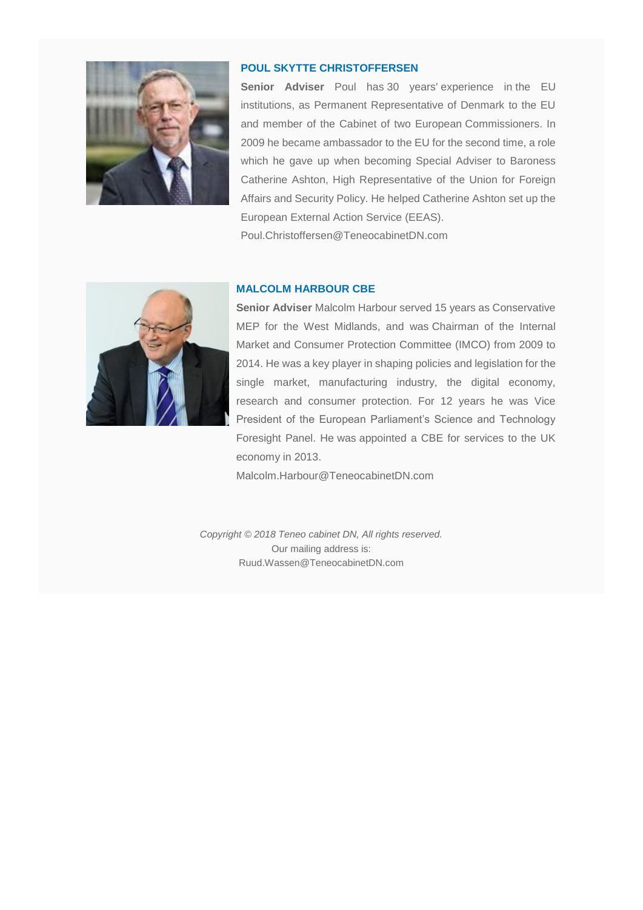### POUL SKYTTE CHRISTOFFERSEN

**Senior Adviser** Poul has 30 years' experience in the EU institutions, as Permanent Representative of Denmark to the EU and member of the Cabinet of two European Commissioners. In 2009 he became ambassador to the EU for the second time, a role which he gave up when becoming Special Adviser to Baroness Catherine Ashton, High Representative of the Union for Foreign Affairs and Security Policy. He helped Catherine Ashton set up the European External Action Service (EEAS).

Poul.Christoffersen@TeneocabinetDN.com

### MALCOLM HARBOUR CBE

**Senior Adviser** Malcolm Harbour served 15 years as Conservative MEP for the West Midlands, and was Chairman of the Internal Market and Consumer Protection Committee (IMCO) from 2009 to 2014. He was a key player in shaping policies and legislation for the single market, manufacturing industry, the digital economy, research and consumer protection. For 12 years he was Vice President of the European Parliament's Science and Technology Foresight Panel. He was appointed a CBE for services to the UK economy in 2013.

Malcolm.Harbour@TeneocabinetDN.com

*Copyright © 2018 Teneo cabinet DN, All rights reserved.*
Our mailing address is:
Ruud.Wassen@TeneocabinetDN.com